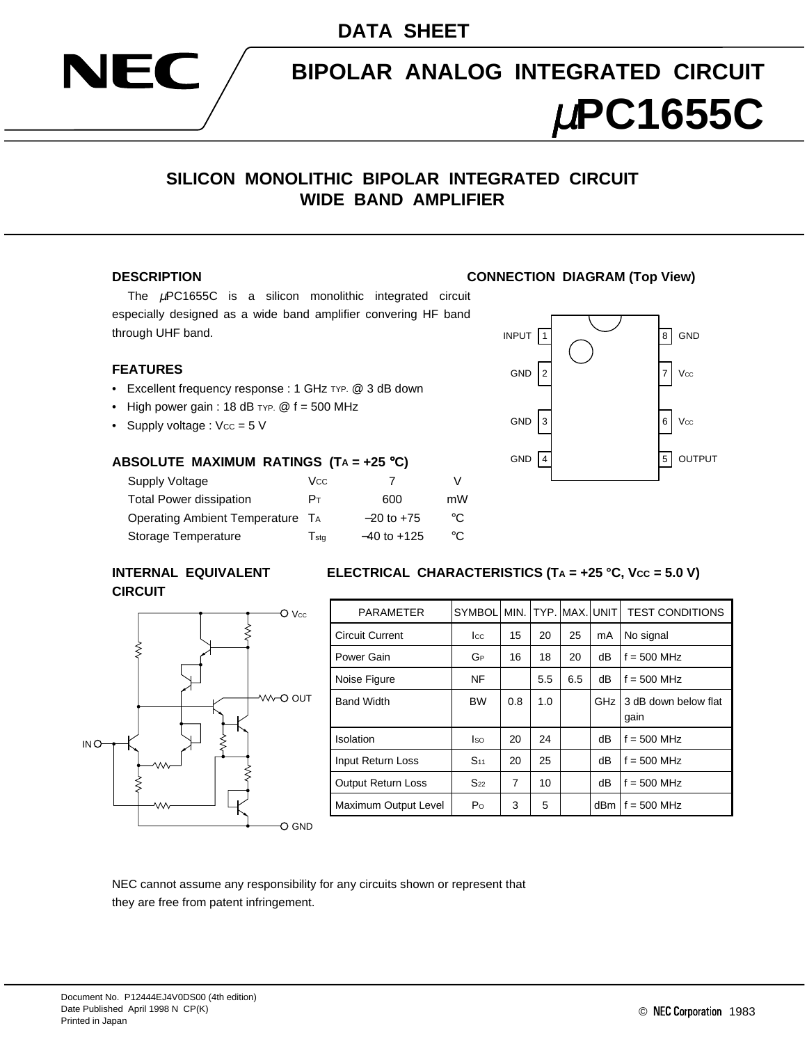DATA SHEET

# BIPOLAR ANALOG INTEGRATED CIRCUIT

# μPC1655C

## SILICON MONOLITHIC BIPOLAR INTEGRATED CIRCUIT WIDE BAND AMPLIFIER

### DESCRIPTION

The μPC1655C is a silicon monolithic integrated circuit especially designed as a wide band amplifier convering HF band through UHF band.

### FEATURES

- Excellent frequency response : 1 GHz TYP. @ 3 dB down
- High power gain : 18 dB TYP. @ f = 500 MHz
- Supply voltage : $V_{CC}$ = 5 V

### ABSOLUTE MAXIMUM RATINGS ($T_A$ = +25 °C)

| | | | |
|---|---|---|---|
| Supply Voltage | $V_{CC}$ | 7 | V |
| Total Power dissipation | $P_T$ | 600 | mW |
| Operating Ambient Temperature | $T_A$ | –20 to +75 | °C |
| Storage Temperature | $T_{stg}$ | –40 to +125 | °C |

### CONNECTION DIAGRAM (Top View)

| Pin | Function | Pin | Function |
|---|---|---|---|
| 1 | INPUT | 8 | GND |
| 2 | GND | 7 | $V_{CC}$ |
| 3 | GND | 6 | $V_{CC}$ |
| 4 | GND | 5 | OUTPUT |

### INTERNAL EQUIVALENT CIRCUIT

### ELECTRICAL CHARACTERISTICS ($T_A$ = +25 °C, $V_{CC}$ = 5.0 V)

| PARAMETER | SYMBOL | MIN. | TYP. | MAX. | UNIT | TEST CONDITIONS |
|---|---|---|---|---|---|---|
| Circuit Current | $I_{CC}$ | 15 | 20 | 25 | mA | No signal |
| Power Gain | $G_P$ | 16 | 18 | 20 | dB | f = 500 MHz |
| Noise Figure | NF | | 5.5 | 6.5 | dB | f = 500 MHz |
| Band Width | BW | 0.8 | 1.0 | | GHz | 3 dB down below flat gain |
| Isolation | $I_{SO}$ | 20 | 24 | | dB | f = 500 MHz |
| Input Return Loss | $S_{11}$ | 20 | 25 | | dB | f = 500 MHz |
| Output Return Loss | $S_{22}$ | 7 | 10 | | dB | f = 500 MHz |
| Maximum Output Level | $P_O$ | 3 | 5 | | dBm | f = 500 MHz |

NEC cannot assume any responsibility for any circuits shown or represent that they are free from patent infringement.

Document No. P12444EJ4V0DS00 (4th edition)
Date Published April 1998 N CP(K)
Printed in Japan

© NEC Corporation 1983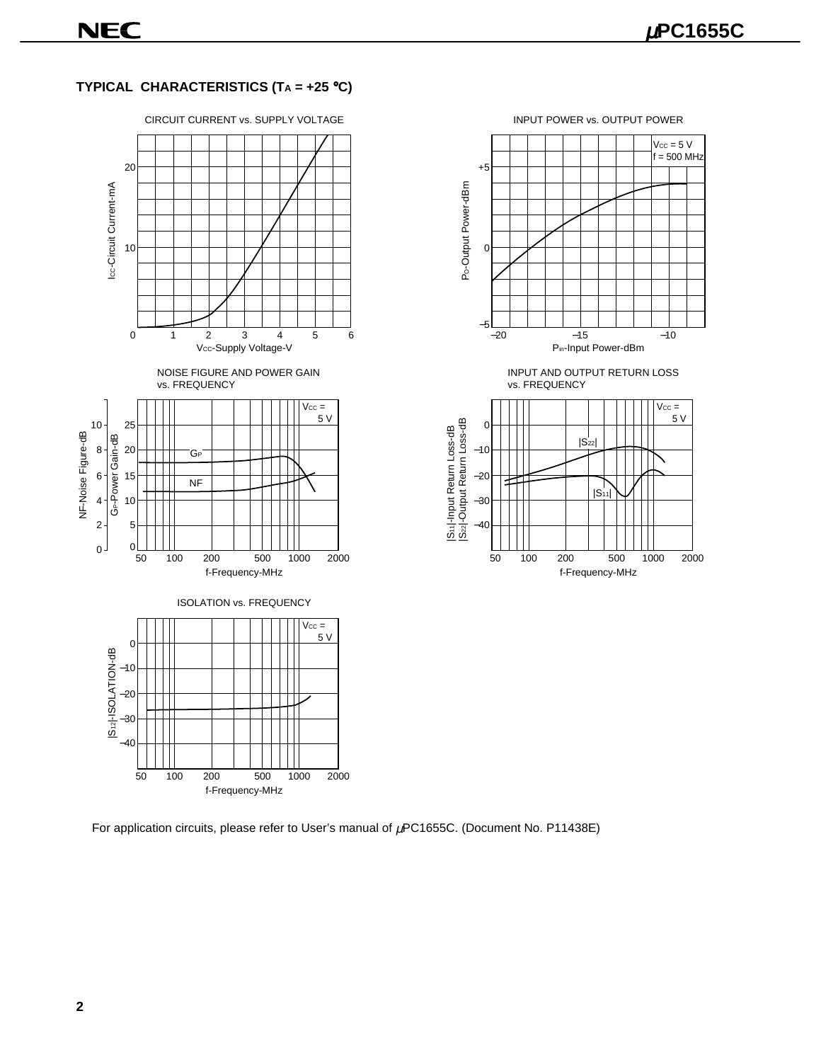## TYPICAL CHARACTERISTICS ($T_A$ = +25 °C)

CIRCUIT CURRENT vs. SUPPLY VOLTAGE

INPUT POWER vs. OUTPUT POWER

NOISE FIGURE AND POWER GAIN vs. FREQUENCY

INPUT AND OUTPUT RETURN LOSS vs. FREQUENCY

ISOLATION vs. FREQUENCY

For application circuits, please refer to User's manual of μPC1655C. (Document No. P11438E)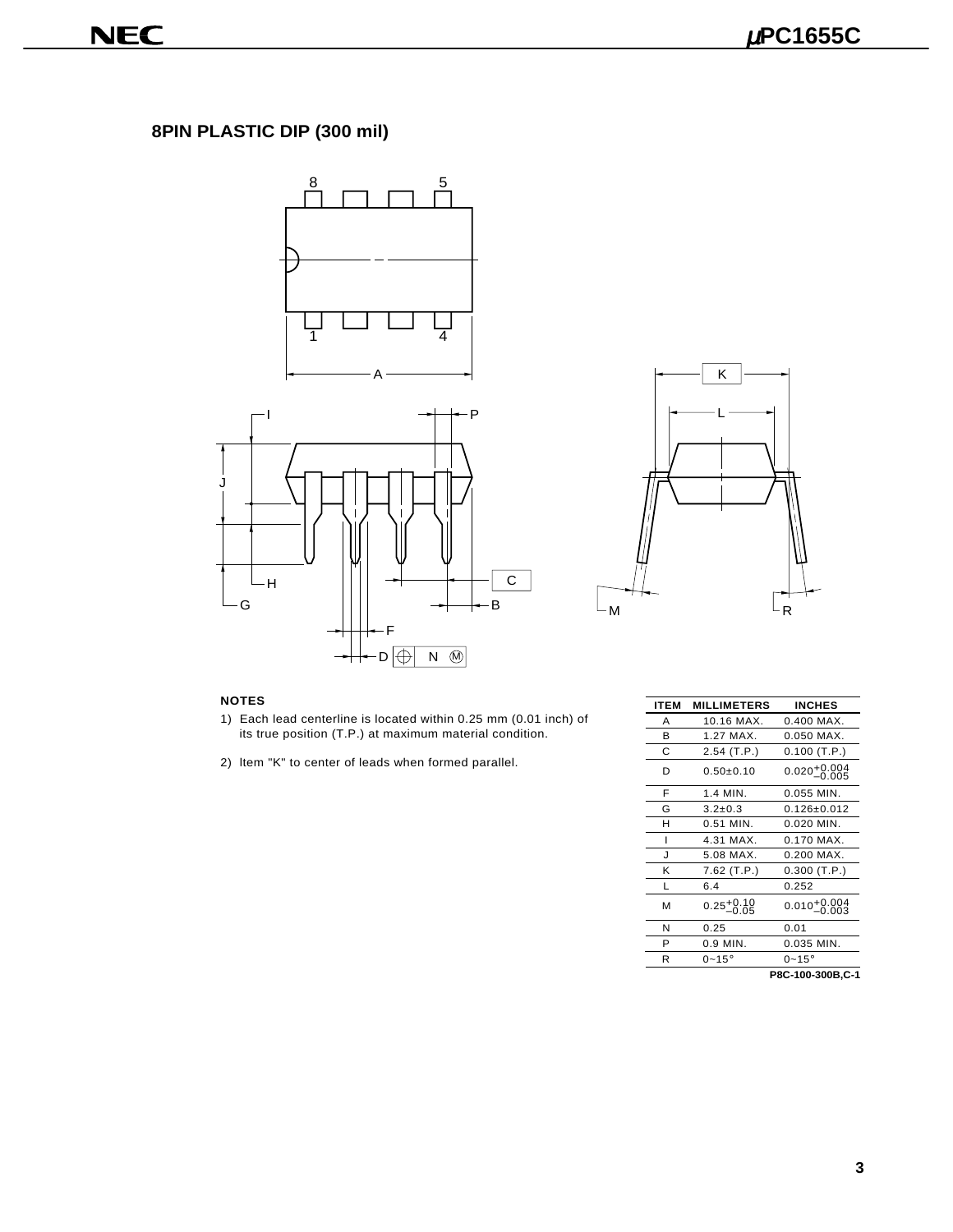## 8PIN PLASTIC DIP (300 mil)

**NOTES**

1) Each lead centerline is located within 0.25 mm (0.01 inch) of its true position (T.P.) at maximum material condition.

2) Item "K" to center of leads when formed parallel.

| ITEM | MILLIMETERS | INCHES |
|---|---|---|
| A | 10.16 MAX. | 0.400 MAX. |
| B | 1.27 MAX. | 0.050 MAX. |
| C | 2.54 (T.P.) | 0.100 (T.P.) |
| D | 0.50±0.10 | $0.020^{+0.004}_{-0.005}$ |
| F | 1.4 MIN. | 0.055 MIN. |
| G | 3.2±0.3 | 0.126±0.012 |
| H | 0.51 MIN. | 0.020 MIN. |
| I | 4.31 MAX. | 0.170 MAX. |
| J | 5.08 MAX. | 0.200 MAX. |
| K | 7.62 (T.P.) | 0.300 (T.P.) |
| L | 6.4 | 0.252 |
| M | $0.25^{+0.10}_{-0.05}$ | $0.010^{+0.004}_{-0.003}$ |
| N | 0.25 | 0.01 |
| P | 0.9 MIN. | 0.035 MIN. |
| R | 0~15° | 0~15° |

P8C-100-300B,C-1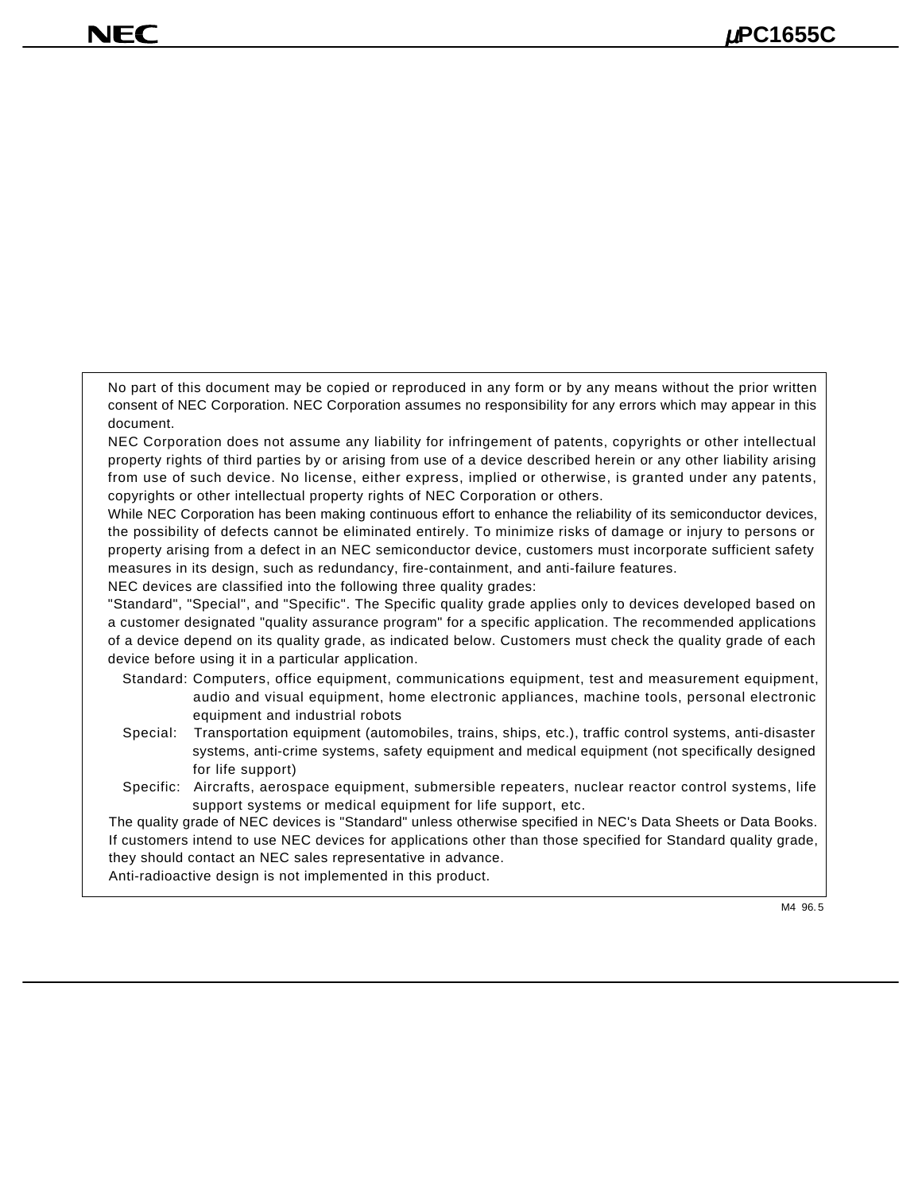No part of this document may be copied or reproduced in any form or by any means without the prior written consent of NEC Corporation. NEC Corporation assumes no responsibility for any errors which may appear in this document.

NEC Corporation does not assume any liability for infringement of patents, copyrights or other intellectual property rights of third parties by or arising from use of a device described herein or any other liability arising from use of such device. No license, either express, implied or otherwise, is granted under any patents, copyrights or other intellectual property rights of NEC Corporation or others.

While NEC Corporation has been making continuous effort to enhance the reliability of its semiconductor devices, the possibility of defects cannot be eliminated entirely. To minimize risks of damage or injury to persons or property arising from a defect in an NEC semiconductor device, customers must incorporate sufficient safety measures in its design, such as redundancy, fire-containment, and anti-failure features.

NEC devices are classified into the following three quality grades:

"Standard", "Special", and "Specific". The Specific quality grade applies only to devices developed based on a customer designated "quality assurance program" for a specific application. The recommended applications of a device depend on its quality grade, as indicated below. Customers must check the quality grade of each device before using it in a particular application.

Standard: Computers, office equipment, communications equipment, test and measurement equipment, audio and visual equipment, home electronic appliances, machine tools, personal electronic equipment and industrial robots

Special: Transportation equipment (automobiles, trains, ships, etc.), traffic control systems, anti-disaster systems, anti-crime systems, safety equipment and medical equipment (not specifically designed for life support)

Specific: Aircrafts, aerospace equipment, submersible repeaters, nuclear reactor control systems, life support systems or medical equipment for life support, etc.

The quality grade of NEC devices is "Standard" unless otherwise specified in NEC's Data Sheets or Data Books.

If customers intend to use NEC devices for applications other than those specified for Standard quality grade, they should contact an NEC sales representative in advance.

Anti-radioactive design is not implemented in this product.

M4 96.5